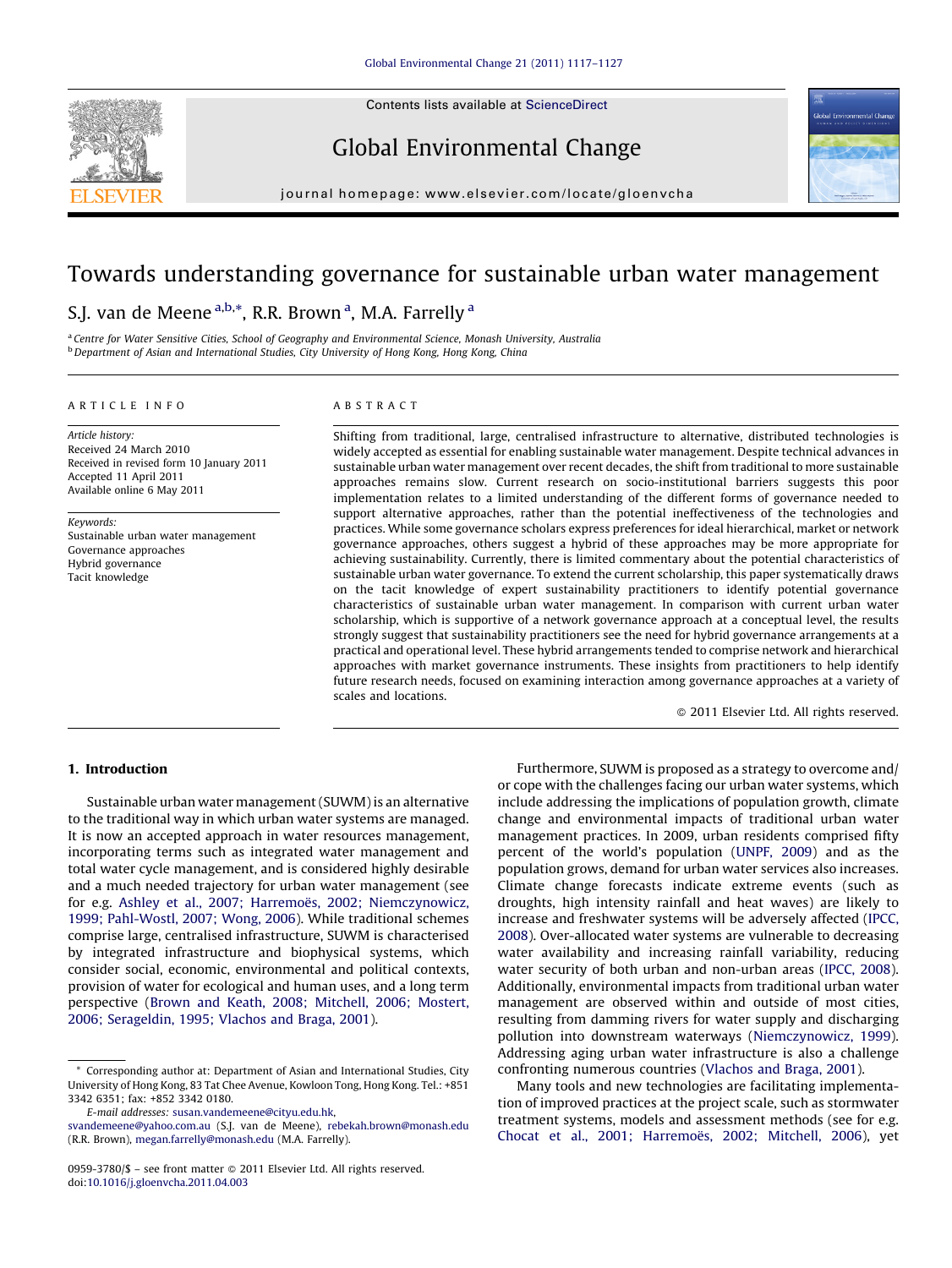Contents lists available at ScienceDirect

# Global Environmental Change

journal homepage: www.elsevier.com/locate/gloenvcha

# Towards understanding governance for sustainable urban water management

S.J. van de Meene [a,b,*], R.R. Brown [a], M.A. Farrelly [a]

[a] Centre for Water Sensitive Cities, School of Geography and Environmental Science, Monash University, Australia
[b] Department of Asian and International Studies, City University of Hong Kong, Hong Kong, China

ARTICLE INFO

*Article history:*
Received 24 March 2010
Received in revised form 10 January 2011
Accepted 11 April 2011
Available online 6 May 2011

*Keywords:*
Sustainable urban water management
Governance approaches
Hybrid governance
Tacit knowledge

ABSTRACT

Shifting from traditional, large, centralised infrastructure to alternative, distributed technologies is widely accepted as essential for enabling sustainable water management. Despite technical advances in sustainable urban water management over recent decades, the shift from traditional to more sustainable approaches remains slow. Current research on socio-institutional barriers suggests this poor implementation relates to a limited understanding of the different forms of governance needed to support alternative approaches, rather than the potential ineffectiveness of the technologies and practices. While some governance scholars express preferences for ideal hierarchical, market or network governance approaches, others suggest a hybrid of these approaches may be more appropriate for achieving sustainability. Currently, there is limited commentary about the potential characteristics of sustainable urban water governance. To extend the current scholarship, this paper systematically draws on the tacit knowledge of expert sustainability practitioners to identify potential governance characteristics of sustainable urban water management. In comparison with current urban water scholarship, which is supportive of a network governance approach at a conceptual level, the results strongly suggest that sustainability practitioners see the need for hybrid governance arrangements at a practical and operational level. These hybrid arrangements tended to comprise network and hierarchical approaches with market governance instruments. These insights from practitioners to help identify future research needs, focused on examining interaction among governance approaches at a variety of scales and locations.

© 2011 Elsevier Ltd. All rights reserved.

## 1. Introduction

Sustainable urban water management (SUWM) is an alternative to the traditional way in which urban water systems are managed. It is now an accepted approach in water resources management, incorporating terms such as integrated water management and total water cycle management, and is considered highly desirable and a much needed trajectory for urban water management (see for e.g. Ashley et al., 2007; Harremoës, 2002; Niemczynowicz, 1999; Pahl-Wostl, 2007; Wong, 2006). While traditional schemes comprise large, centralised infrastructure, SUWM is characterised by integrated infrastructure and biophysical systems, which consider social, economic, environmental and political contexts, provision of water for ecological and human uses, and a long term perspective (Brown and Keath, 2008; Mitchell, 2006; Mostert, 2006; Serageldin, 1995; Vlachos and Braga, 2001).

Furthermore, SUWM is proposed as a strategy to overcome and/or cope with the challenges facing our urban water systems, which include addressing the implications of population growth, climate change and environmental impacts of traditional urban water management practices. In 2009, urban residents comprised fifty percent of the world's population (UNPF, 2009) and as the population grows, demand for urban water services also increases. Climate change forecasts indicate extreme events (such as droughts, high intensity rainfall and heat waves) are likely to increase and freshwater systems will be adversely affected (IPCC, 2008). Over-allocated water systems are vulnerable to decreasing water availability and increasing rainfall variability, reducing water security of both urban and non-urban areas (IPCC, 2008). Additionally, environmental impacts from traditional urban water management are observed within and outside of most cities, resulting from damming rivers for water supply and discharging pollution into downstream waterways (Niemczynowicz, 1999). Addressing aging urban water infrastructure is also a challenge confronting numerous countries (Vlachos and Braga, 2001).

Many tools and new technologies are facilitating implementation of improved practices at the project scale, such as stormwater treatment systems, models and assessment methods (see for e.g. Chocat et al., 2001; Harremoës, 2002; Mitchell, 2006), yet

* Corresponding author at: Department of Asian and International Studies, City University of Hong Kong, 83 Tat Chee Avenue, Kowloon Tong, Hong Kong. Tel.: +851 3342 6351; fax: +852 3342 0180.
*E-mail addresses:* susan.vandemeene@cityu.edu.hk, svandemeene@yahoo.com.au (S.J. van de Meene), rebekah.brown@monash.edu (R.R. Brown), megan.farrelly@monash.edu (M.A. Farrelly).

0959-3780/$ – see front matter © 2011 Elsevier Ltd. All rights reserved.
doi:10.1016/j.gloenvcha.2011.04.003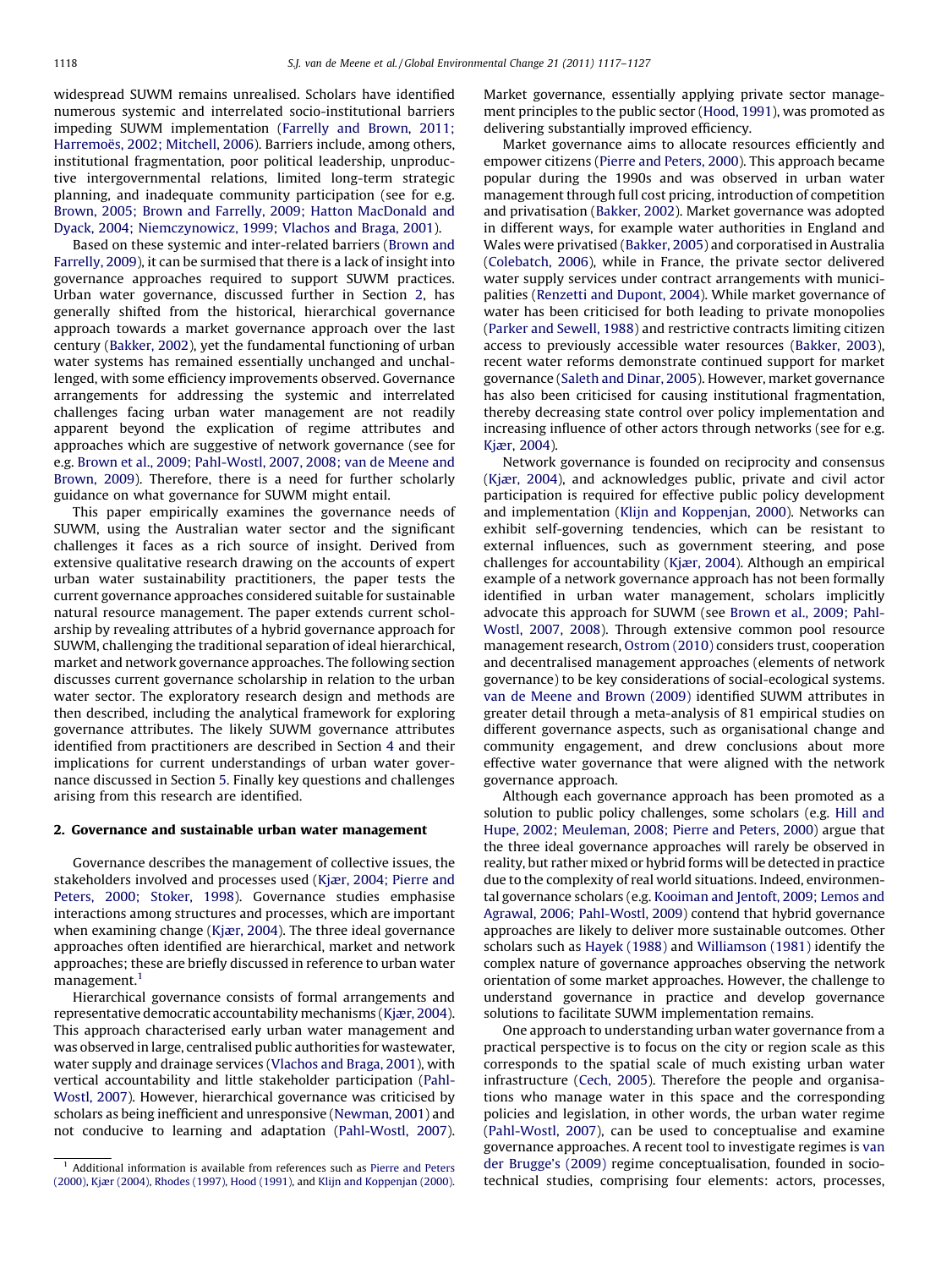widespread SUWM remains unrealised. Scholars have identified numerous systemic and interrelated socio-institutional barriers impeding SUWM implementation (Farrelly and Brown, 2011; Harremoës, 2002; Mitchell, 2006). Barriers include, among others, institutional fragmentation, poor political leadership, unproductive intergovernmental relations, limited long-term strategic planning, and inadequate community participation (see for e.g. Brown, 2005; Brown and Farrelly, 2009; Hatton MacDonald and Dyack, 2004; Niemczynowicz, 1999; Vlachos and Braga, 2001).

Based on these systemic and inter-related barriers (Brown and Farrelly, 2009), it can be surmised that there is a lack of insight into governance approaches required to support SUWM practices. Urban water governance, discussed further in Section 2, has generally shifted from the historical, hierarchical governance approach towards a market governance approach over the last century (Bakker, 2002), yet the fundamental functioning of urban water systems has remained essentially unchanged and unchallenged, with some efficiency improvements observed. Governance arrangements for addressing the systemic and interrelated challenges facing urban water management are not readily apparent beyond the explication of regime attributes and approaches which are suggestive of network governance (see for e.g. Brown et al., 2009; Pahl-Wostl, 2007, 2008; van de Meene and Brown, 2009). Therefore, there is a need for further scholarly guidance on what governance for SUWM might entail.

This paper empirically examines the governance needs of SUWM, using the Australian water sector and the significant challenges it faces as a rich source of insight. Derived from extensive qualitative research drawing on the accounts of expert urban water sustainability practitioners, the paper tests the current governance approaches considered suitable for sustainable natural resource management. The paper extends current scholarship by revealing attributes of a hybrid governance approach for SUWM, challenging the traditional separation of ideal hierarchical, market and network governance approaches. The following section discusses current governance scholarship in relation to the urban water sector. The exploratory research design and methods are then described, including the analytical framework for exploring governance attributes. The likely SUWM governance attributes identified from practitioners are described in Section 4 and their implications for current understandings of urban water governance discussed in Section 5. Finally key questions and challenges arising from this research are identified.

## 2. Governance and sustainable urban water management

Governance describes the management of collective issues, the stakeholders involved and processes used (Kjær, 2004; Pierre and Peters, 2000; Stoker, 1998). Governance studies emphasise interactions among structures and processes, which are important when examining change (Kjær, 2004). The three ideal governance approaches often identified are hierarchical, market and network approaches; these are briefly discussed in reference to urban water management.[1]

Hierarchical governance consists of formal arrangements and representative democratic accountability mechanisms (Kjær, 2004). This approach characterised early urban water management and was observed in large, centralised public authorities for wastewater, water supply and drainage services (Vlachos and Braga, 2001), with vertical accountability and little stakeholder participation (Pahl-Wostl, 2007). However, hierarchical governance was criticised by scholars as being inefficient and unresponsive (Newman, 2001) and not conducive to learning and adaptation (Pahl-Wostl, 2007). Market governance, essentially applying private sector management principles to the public sector (Hood, 1991), was promoted as delivering substantially improved efficiency.

Market governance aims to allocate resources efficiently and empower citizens (Pierre and Peters, 2000). This approach became popular during the 1990s and was observed in urban water management through full cost pricing, introduction of competition and privatisation (Bakker, 2002). Market governance was adopted in different ways, for example water authorities in England and Wales were privatised (Bakker, 2005) and corporatised in Australia (Colebatch, 2006), while in France, the private sector delivered water supply services under contract arrangements with municipalities (Renzetti and Dupont, 2004). While market governance of water has been criticised for both leading to private monopolies (Parker and Sewell, 1988) and restrictive contracts limiting citizen access to previously accessible water resources (Bakker, 2003), recent water reforms demonstrate continued support for market governance (Saleth and Dinar, 2005). However, market governance has also been criticised for causing institutional fragmentation, thereby decreasing state control over policy implementation and increasing influence of other actors through networks (see for e.g. Kjær, 2004).

Network governance is founded on reciprocity and consensus (Kjær, 2004), and acknowledges public, private and civil actor participation is required for effective public policy development and implementation (Klijn and Koppenjan, 2000). Networks can exhibit self-governing tendencies, which can be resistant to external influences, such as government steering, and pose challenges for accountability (Kjær, 2004). Although an empirical example of a network governance approach has not been formally identified in urban water management, scholars implicitly advocate this approach for SUWM (see Brown et al., 2009; Pahl-Wostl, 2007, 2008). Through extensive common pool resource management research, Ostrom (2010) considers trust, cooperation and decentralised management approaches (elements of network governance) to be key considerations of social-ecological systems. van de Meene and Brown (2009) identified SUWM attributes in greater detail through a meta-analysis of 81 empirical studies on different governance aspects, such as organisational change and community engagement, and drew conclusions about more effective water governance that were aligned with the network governance approach.

Although each governance approach has been promoted as a solution to public policy challenges, some scholars (e.g. Hill and Hupe, 2002; Meuleman, 2008; Pierre and Peters, 2000) argue that the three ideal governance approaches will rarely be observed in reality, but rather mixed or hybrid forms will be detected in practice due to the complexity of real world situations. Indeed, environmental governance scholars (e.g. Kooiman and Jentoft, 2009; Lemos and Agrawal, 2006; Pahl-Wostl, 2009) contend that hybrid governance approaches are likely to deliver more sustainable outcomes. Other scholars such as Hayek (1988) and Williamson (1981) identify the complex nature of governance approaches observing the network orientation of some market approaches. However, the challenge to understand governance in practice and develop governance solutions to facilitate SUWM implementation remains.

One approach to understanding urban water governance from a practical perspective is to focus on the city or region scale as this corresponds to the spatial scale of much existing urban water infrastructure (Cech, 2005). Therefore the people and organisations who manage water in this space and the corresponding policies and legislation, in other words, the urban water regime (Pahl-Wostl, 2007), can be used to conceptualise and examine governance approaches. A recent tool to investigate regimes is van der Brugge's (2009) regime conceptualisation, founded in socio-technical studies, comprising four elements: actors, processes,

[1] Additional information is available from references such as Pierre and Peters (2000), Kjær (2004), Rhodes (1997), Hood (1991), and Klijn and Koppenjan (2000).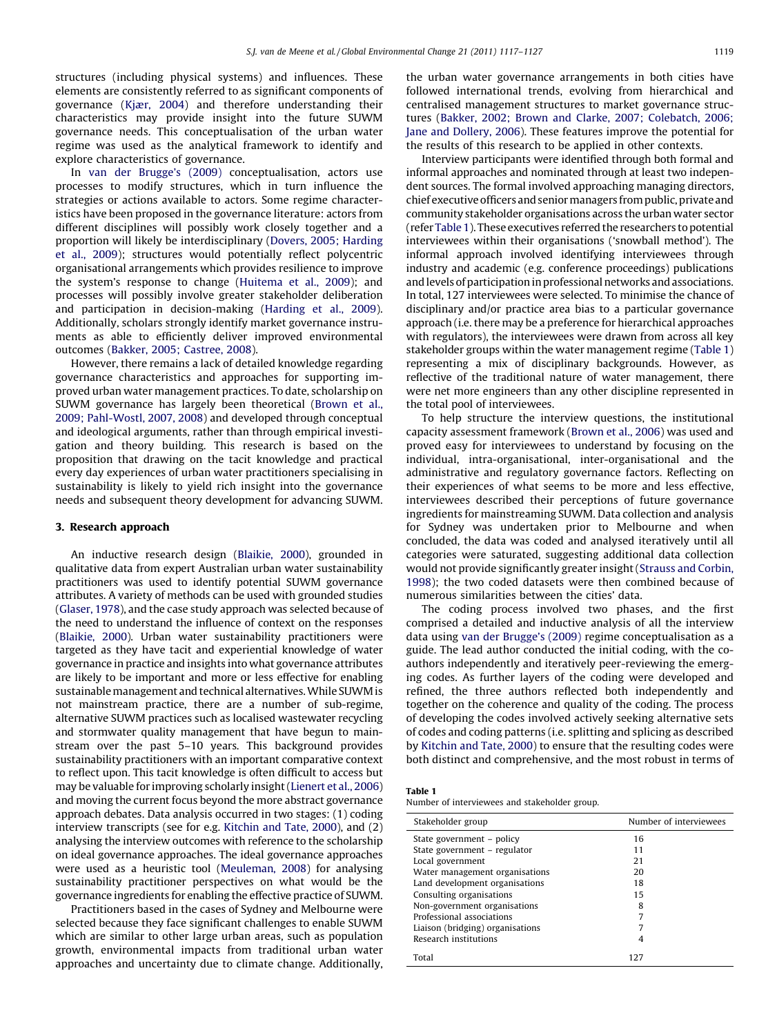structures (including physical systems) and influences. These elements are consistently referred to as significant components of governance (Kjær, 2004) and therefore understanding their characteristics may provide insight into the future SUWM governance needs. This conceptualisation of the urban water regime was used as the analytical framework to identify and explore characteristics of governance.

In van der Brugge's (2009) conceptualisation, actors use processes to modify structures, which in turn influence the strategies or actions available to actors. Some regime characteristics have been proposed in the governance literature: actors from different disciplines will possibly work closely together and a proportion will likely be interdisciplinary (Dovers, 2005; Harding et al., 2009); structures would potentially reflect polycentric organisational arrangements which provides resilience to improve the system's response to change (Huitema et al., 2009); and processes will possibly involve greater stakeholder deliberation and participation in decision-making (Harding et al., 2009). Additionally, scholars strongly identify market governance instruments as able to efficiently deliver improved environmental outcomes (Bakker, 2005; Castree, 2008).

However, there remains a lack of detailed knowledge regarding governance characteristics and approaches for supporting improved urban water management practices. To date, scholarship on SUWM governance has largely been theoretical (Brown et al., 2009; Pahl-Wostl, 2007, 2008) and developed through conceptual and ideological arguments, rather than through empirical investigation and theory building. This research is based on the proposition that drawing on the tacit knowledge and practical every day experiences of urban water practitioners specialising in sustainability is likely to yield rich insight into the governance needs and subsequent theory development for advancing SUWM.

## 3. Research approach

An inductive research design (Blaikie, 2000), grounded in qualitative data from expert Australian urban water sustainability practitioners was used to identify potential SUWM governance attributes. A variety of methods can be used with grounded studies (Glaser, 1978), and the case study approach was selected because of the need to understand the influence of context on the responses (Blaikie, 2000). Urban water sustainability practitioners were targeted as they have tacit and experiential knowledge of water governance in practice and insights into what governance attributes are likely to be important and more or less effective for enabling sustainable management and technical alternatives. While SUWM is not mainstream practice, there are a number of sub-regime, alternative SUWM practices such as localised wastewater recycling and stormwater quality management that have begun to mainstream over the past 5–10 years. This background provides sustainability practitioners with an important comparative context to reflect upon. This tacit knowledge is often difficult to access but may be valuable for improving scholarly insight (Lienert et al., 2006) and moving the current focus beyond the more abstract governance approach debates. Data analysis occurred in two stages: (1) coding interview transcripts (see for e.g. Kitchin and Tate, 2000), and (2) analysing the interview outcomes with reference to the scholarship on ideal governance approaches. The ideal governance approaches were used as a heuristic tool (Meuleman, 2008) for analysing sustainability practitioner perspectives on what would be the governance ingredients for enabling the effective practice of SUWM.

Practitioners based in the cases of Sydney and Melbourne were selected because they face significant challenges to enable SUWM which are similar to other large urban areas, such as population growth, environmental impacts from traditional urban water approaches and uncertainty due to climate change. Additionally, the urban water governance arrangements in both cities have followed international trends, evolving from hierarchical and centralised management structures to market governance structures (Bakker, 2002; Brown and Clarke, 2007; Colebatch, 2006; Jane and Dollery, 2006). These features improve the potential for the results of this research to be applied in other contexts.

Interview participants were identified through both formal and informal approaches and nominated through at least two independent sources. The formal involved approaching managing directors, chief executive officers and senior managers from public, private and community stakeholder organisations across the urban water sector (refer Table 1). These executives referred the researchers to potential interviewees within their organisations ('snowball method'). The informal approach involved identifying interviewees through industry and academic (e.g. conference proceedings) publications and levels of participation in professional networks and associations. In total, 127 interviewees were selected. To minimise the chance of disciplinary and/or practice area bias to a particular governance approach (i.e. there may be a preference for hierarchical approaches with regulators), the interviewees were drawn from across all key stakeholder groups within the water management regime (Table 1) representing a mix of disciplinary backgrounds. However, as reflective of the traditional nature of water management, there were net more engineers than any other discipline represented in the total pool of interviewees.

To help structure the interview questions, the institutional capacity assessment framework (Brown et al., 2006) was used and proved easy for interviewees to understand by focusing on the individual, intra-organisational, inter-organisational and the administrative and regulatory governance factors. Reflecting on their experiences of what seems to be more and less effective, interviewees described their perceptions of future governance ingredients for mainstreaming SUWM. Data collection and analysis for Sydney was undertaken prior to Melbourne and when concluded, the data was coded and analysed iteratively until all categories were saturated, suggesting additional data collection would not provide significantly greater insight (Strauss and Corbin, 1998); the two coded datasets were then combined because of numerous similarities between the cities' data.

The coding process involved two phases, and the first comprised a detailed and inductive analysis of all the interview data using van der Brugge's (2009) regime conceptualisation as a guide. The lead author conducted the initial coding, with the co-authors independently and iteratively peer-reviewing the emerging codes. As further layers of the coding were developed and refined, the three authors reflected both independently and together on the coherence and quality of the coding. The process of developing the codes involved actively seeking alternative sets of codes and coding patterns (i.e. splitting and splicing as described by Kitchin and Tate, 2000) to ensure that the resulting codes were both distinct and comprehensive, and the most robust in terms of

**Table 1**
Number of interviewees and stakeholder group.

| Stakeholder group | Number of interviewees |
|---|---|
| State government – policy | 16 |
| State government – regulator | 11 |
| Local government | 21 |
| Water management organisations | 20 |
| Land development organisations | 18 |
| Consulting organisations | 15 |
| Non-government organisations | 8 |
| Professional associations | 7 |
| Liaison (bridging) organisations | 7 |
| Research institutions | 4 |
| Total | 127 |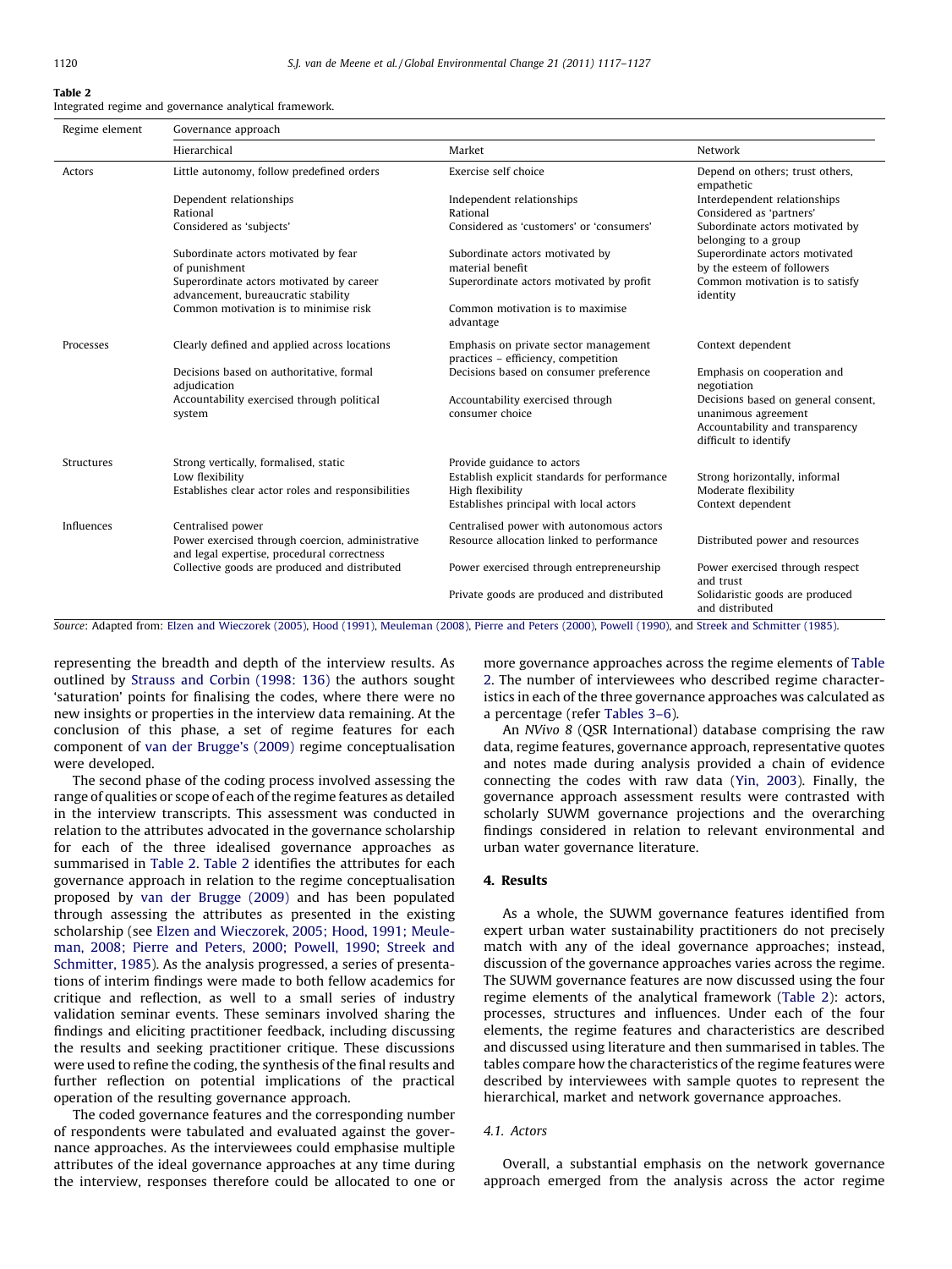**Table 2**
Integrated regime and governance analytical framework.

| Regime element | Governance approach | | |
|---|---|---|---|
| | Hierarchical | Market | Network |
| Actors | Little autonomy, follow predefined orders | Exercise self choice | Depend on others; trust others, empathetic |
| | Dependent relationships | Independent relationships | Interdependent relationships |
| | Rational | Rational | Considered as 'partners' |
| | Considered as 'subjects' | Considered as 'customers' or 'consumers' | Subordinate actors motivated by belonging to a group |
| | Subordinate actors motivated by fear of punishment | Subordinate actors motivated by material benefit | Superordinate actors motivated by the esteem of followers |
| | Superordinate actors motivated by career advancement, bureaucratic stability | Superordinate actors motivated by profit | Common motivation is to satisfy identity |
| | Common motivation is to minimise risk | Common motivation is to maximise advantage | |
| Processes | Clearly defined and applied across locations | Emphasis on private sector management practices – efficiency, competition | Context dependent |
| | Decisions based on authoritative, formal adjudication | Decisions based on consumer preference | Emphasis on cooperation and negotiation |
| | Accountability exercised through political system | Accountability exercised through consumer choice | Decisions based on general consent, unanimous agreement |
| | | | Accountability and transparency difficult to identify |
| Structures | Strong vertically, formalised, static | Provide guidance to actors | |
| | Low flexibility | Establish explicit standards for performance | Strong horizontally, informal |
| | Establishes clear actor roles and responsibilities | High flexibility | Moderate flexibility |
| | | Establishes principal with local actors | Context dependent |
| Influences | Centralised power | Centralised power with autonomous actors | |
| | Power exercised through coercion, administrative and legal expertise, procedural correctness | Resource allocation linked to performance | Distributed power and resources |
| | Collective goods are produced and distributed | Power exercised through entrepreneurship | Power exercised through respect and trust |
| | | Private goods are produced and distributed | Solidaristic goods are produced and distributed |

*Source*: Adapted from: Elzen and Wieczorek (2005), Hood (1991), Meuleman (2008), Pierre and Peters (2000), Powell (1990), and Streek and Schmitter (1985).

representing the breadth and depth of the interview results. As outlined by Strauss and Corbin (1998: 136) the authors sought 'saturation' points for finalising the codes, where there were no new insights or properties in the interview data remaining. At the conclusion of this phase, a set of regime features for each component of van der Brugge's (2009) regime conceptualisation were developed.

The second phase of the coding process involved assessing the range of qualities or scope of each of the regime features as detailed in the interview transcripts. This assessment was conducted in relation to the attributes advocated in the governance scholarship for each of the three idealised governance approaches as summarised in Table 2. Table 2 identifies the attributes for each governance approach in relation to the regime conceptualisation proposed by van der Brugge (2009) and has been populated through assessing the attributes as presented in the existing scholarship (see Elzen and Wieczorek, 2005; Hood, 1991; Meuleman, 2008; Pierre and Peters, 2000; Powell, 1990; Streek and Schmitter, 1985). As the analysis progressed, a series of presentations of interim findings were made to both fellow academics for critique and reflection, as well as to a small series of industry validation seminar events. These seminars involved sharing the findings and eliciting practitioner feedback, including discussing the results and seeking practitioner critique. These discussions were used to refine the coding, the synthesis of the final results and further reflection on potential implications of the practical operation of the resulting governance approach.

The coded governance features and the corresponding number of respondents were tabulated and evaluated against the governance approaches. As the interviewees could emphasise multiple attributes of the ideal governance approaches at any time during the interview, responses therefore could be allocated to one or more governance approaches across the regime elements of Table 2. The number of interviewees who described regime characteristics in each of the three governance approaches was calculated as a percentage (refer Tables 3–6).

An *NVivo 8* (QSR International) database comprising the raw data, regime features, governance approach, representative quotes and notes made during analysis provided a chain of evidence connecting the codes with raw data (Yin, 2003). Finally, the governance approach assessment results were contrasted with scholarly SUWM governance projections and the overarching findings considered in relation to relevant environmental and urban water governance literature.

## 4. Results

As a whole, the SUWM governance features identified from expert urban water sustainability practitioners do not precisely match with any of the ideal governance approaches; instead, discussion of the governance approaches varies across the regime. The SUWM governance features are now discussed using the four regime elements of the analytical framework (Table 2): actors, processes, structures and influences. Under each of the four elements, the regime features and characteristics are described and discussed using literature and then summarised in tables. The tables compare how the characteristics of the regime features were described by interviewees with sample quotes to represent the hierarchical, market and network governance approaches.

### 4.1. Actors

Overall, a substantial emphasis on the network governance approach emerged from the analysis across the actor regime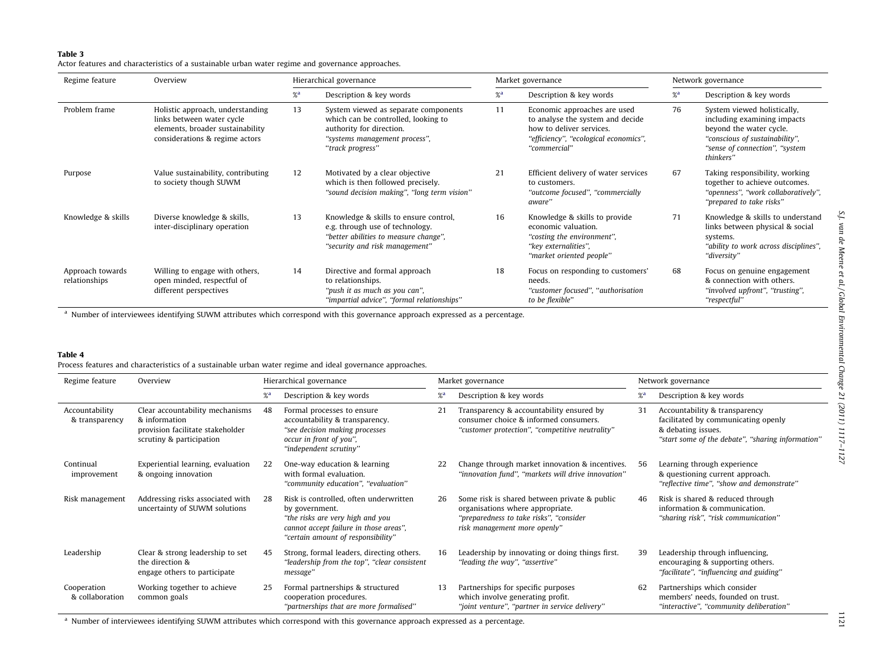**Table 3**
Actor features and characteristics of a sustainable urban water regime and governance approaches.

| Regime feature | Overview | Hierarchical governance | | Market governance | | Network governance | |
|---|---|---|---|---|---|---|---|
| | | %[a] | Description & key words | %[a] | Description & key words | %[a] | Description & key words |
| Problem frame | Holistic approach, understanding links between water cycle elements, broader sustainability considerations & regime actors | 13 | System viewed as separate components which can be controlled, looking to authority for direction. *"systems management process", "track progress"* | 11 | Economic approaches are used to analyse the system and decide how to deliver services. *"efficiency", "ecological economics", "commercial"* | 76 | System viewed holistically, including examining impacts beyond the water cycle. *"conscious of sustainability", "sense of connection", "system thinkers"* |
| Purpose | Value sustainability, contributing to society though SUWM | 12 | Motivated by a clear objective which is then followed precisely. *"sound decision making", "long term vision"* | 21 | Efficient delivery of water services to customers. *"outcome focused", "commercially aware"* | 67 | Taking responsibility, working together to achieve outcomes. *"openness", "work collaboratively", "prepared to take risks"* |
| Knowledge & skills | Diverse knowledge & skills, inter-disciplinary operation | 13 | Knowledge & skills to ensure control, e.g. through use of technology. *"better abilities to measure change", "security and risk management"* | 16 | Knowledge & skills to provide economic valuation. *"costing the environment", "key externalities", "market oriented people"* | 71 | Knowledge & skills to understand links between physical & social systems. *"ability to work across disciplines", "diversity"* |
| Approach towards relationships | Willing to engage with others, open minded, respectful of different perspectives | 14 | Directive and formal approach to relationships. *"push it as much as you can", "impartial advice", "formal relationships"* | 18 | Focus on responding to customers' needs. *"customer focused", "authorisation to be flexible"* | 68 | Focus on genuine engagement & connection with others. *"involved upfront", "trusting", "respectful"* |

[a] Number of interviewees identifying SUWM attributes which correspond with this governance approach expressed as a percentage.

**Table 4**
Process features and characteristics of a sustainable urban water regime and ideal governance approaches.

| Regime feature | Overview | Hierarchical governance | | Market governance | | Network governance | |
|---|---|---|---|---|---|---|---|
| | | %[a] | Description & key words | %[a] | Description & key words | %[a] | Description & key words |
| Accountability & transparency | Clear accountability mechanisms & information provision facilitate stakeholder scrutiny & participation | 48 | Formal processes to ensure accountability & transparency. *"see decision making processes occur in front of you", "independent scrutiny"* | 21 | Transparency & accountability ensured by consumer choice & informed consumers. *"customer protection", "competitive neutrality"* | 31 | Accountability & transparency facilitated by communicating openly & debating issues. *"start some of the debate", "sharing information"* |
| Continual improvement | Experiential learning, evaluation & ongoing innovation | 22 | One-way education & learning with formal evaluation. *"community education", "evaluation"* | 22 | Change through market innovation & incentives. *"innovation fund", "markets will drive innovation"* | 56 | Learning through experience & questioning current approach. *"reflective time", "show and demonstrate"* |
| Risk management | Addressing risks associated with uncertainty of SUWM solutions | 28 | Risk is controlled, often underwritten by government. *"the risks are very high and you cannot accept failure in those areas", "certain amount of responsibility"* | 26 | Some risk is shared between private & public organisations where appropriate. *"preparedness to take risks", "consider risk management more openly"* | 46 | Risk is shared & reduced through information & communication. *"sharing risk", "risk communication"* |
| Leadership | Clear & strong leadership to set the direction & engage others to participate | 45 | Strong, formal leaders, directing others. *"leadership from the top", "clear consistent message"* | 16 | Leadership by innovating or doing things first. *"leading the way", "assertive"* | 39 | Leadership through influencing, encouraging & supporting others. *"facilitate", "influencing and guiding"* |
| Cooperation & collaboration | Working together to achieve common goals | 25 | Formal partnerships & structured cooperation procedures. *"partnerships that are more formalised"* | 13 | Partnerships for specific purposes which involve generating profit. *"joint venture", "partner in service delivery"* | 62 | Partnerships which consider members' needs, founded on trust. *"interactive", "community deliberation"* |

[a] Number of interviewees identifying SUWM attributes which correspond with this governance approach expressed as a percentage.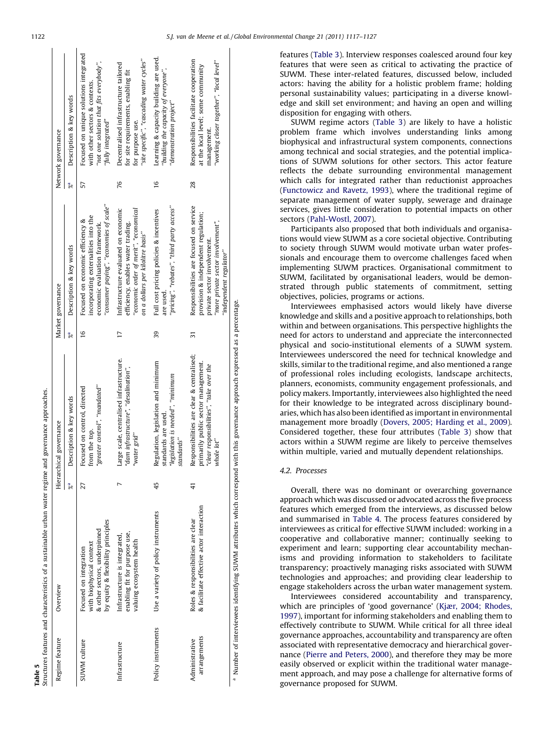**Table 5**
Structures features and characteristics of a sustainable urban water regime and governance approaches.

| Regime feature | Overview | Hierarchical governance | | Market governance | | Network governance | |
|---|---|---|---|---|---|---|---|
| | | %[a] | Description & key words | %[a] | Description & key words | %[a] | Description & key words |
| SUWM culture | Focused on integration with biophysical context & other sectors, underpinned by equity & flexibility principles | 27 | Focused on control, directed from the top. "greater control", "mandated" | 16 | Focused on economic efficiency & incorporating externalities into the economic evaluation framework. "consumer paying", "economies of scale" | 57 | Focused on unique solutions integrated with other sectors & contexts. "not one solution that fits everybody", "fully integrated" |
| Infrastructure | Infrastructure is integrated, enabling fit for purpose use, valuing ecosystem health | 7 | Large scale, centralised infrastructure. "dam infrastructure", "desalination", "water grid" | 17 | Infrastructure evaluated on economic efficiency, enables water trading. "economic order of merit", "economical on a dollars per kilolitre basis" | 76 | Decentralised infrastructure tailored for site requirements, enabling fit for purpose use. "site specific", "cascading water cycles" |
| Policy instruments | Use a variety of policy instruments | 45 | Regulation, legislation and minimum standards are used. "legislation is needed", "minimum standards" | 39 | Full cost pricing policies & incentives are used. "pricing", "rebates", "third party access" | 16 | Learning & capacity building are used. "building the capacity of everyone", "demonstration project" |
| Administrative arrangements | Roles & responsibilities are clear & facilitate effective actor interaction | 41 | Responsibilities are clear & centralised; primarily public sector management. "clear responsibilities", "take over the whole lot" | 31 | Responsibilities are focused on service provision & independent regulation; private sector involvement. "more private sector involvement", "independent regulator" | 28 | Responsibilities facilitate cooperation at the local level; some community management. "working closer together", "local level" |

[a] Number of interviewees identifying SUWM attributes which correspond with this governance approach expressed as a percentage.

features (Table 3). Interview responses coalesced around four key features that were seen as critical to activating the practice of SUWM. These inter-related features, discussed below, included actors: having the ability for a holistic problem frame; holding personal sustainability values; participating in a diverse knowledge and skill set environment; and having an open and willing disposition for engaging with others.

SUWM regime actors (Table 3) are likely to have a holistic problem frame which involves understanding links among biophysical and infrastructural system components, connections among technical and social strategies, and the potential implications of SUWM solutions for other sectors. This actor feature reflects the debate surrounding environmental management which calls for integrated rather than reductionist approaches (Functowicz and Ravetz, 1993), where the traditional regime of separate management of water supply, sewerage and drainage services, gives little consideration to potential impacts on other sectors (Pahl-Wostl, 2007).

Participants also proposed that both individuals and organisations would view SUWM as a core societal objective. Contributing to society through SUWM would motivate urban water professionals and encourage them to overcome challenges faced when implementing SUWM practices. Organisational commitment to SUWM, facilitated by organisational leaders, would be demonstrated through public statements of commitment, setting objectives, policies, programs or actions.

Interviewees emphasised actors would likely have diverse knowledge and skills and a positive approach to relationships, both within and between organisations. This perspective highlights the need for actors to understand and appreciate the interconnected physical and socio-institutional elements of a SUWM system. Interviewees underscored the need for technical knowledge and skills, similar to the traditional regime, and also mentioned a range of professional roles including ecologists, landscape architects, planners, economists, community engagement professionals, and policy makers. Importantly, interviewees also highlighted the need for their knowledge to be integrated across disciplinary boundaries, which has also been identified as important in environmental management more broadly (Dovers, 2005; Harding et al., 2009). Considered together, these four attributes (Table 3) show that actors within a SUWM regime are likely to perceive themselves within multiple, varied and mutually dependent relationships.

### 4.2. Processes

Overall, there was no dominant or overarching governance approach which was discussed or advocated across the five process features which emerged from the interviews, as discussed below and summarised in Table 4. The process features considered by interviewees as critical for effective SUWM included: working in a cooperative and collaborative manner; continually seeking to experiment and learn; supporting clear accountability mechanisms and providing information to stakeholders to facilitate transparency; proactively managing risks associated with SUWM technologies and approaches; and providing clear leadership to engage stakeholders across the urban water management system.

Interviewees considered accountability and transparency, which are principles of 'good governance' (Kjær, 2004; Rhodes, 1997), important for informing stakeholders and enabling them to effectively contribute to SUWM. While critical for all three ideal governance approaches, accountability and transparency are often associated with representative democracy and hierarchical governance (Pierre and Peters, 2000), and therefore they may be more easily observed or explicit within the traditional water management approach, and may pose a challenge for alternative forms of governance proposed for SUWM.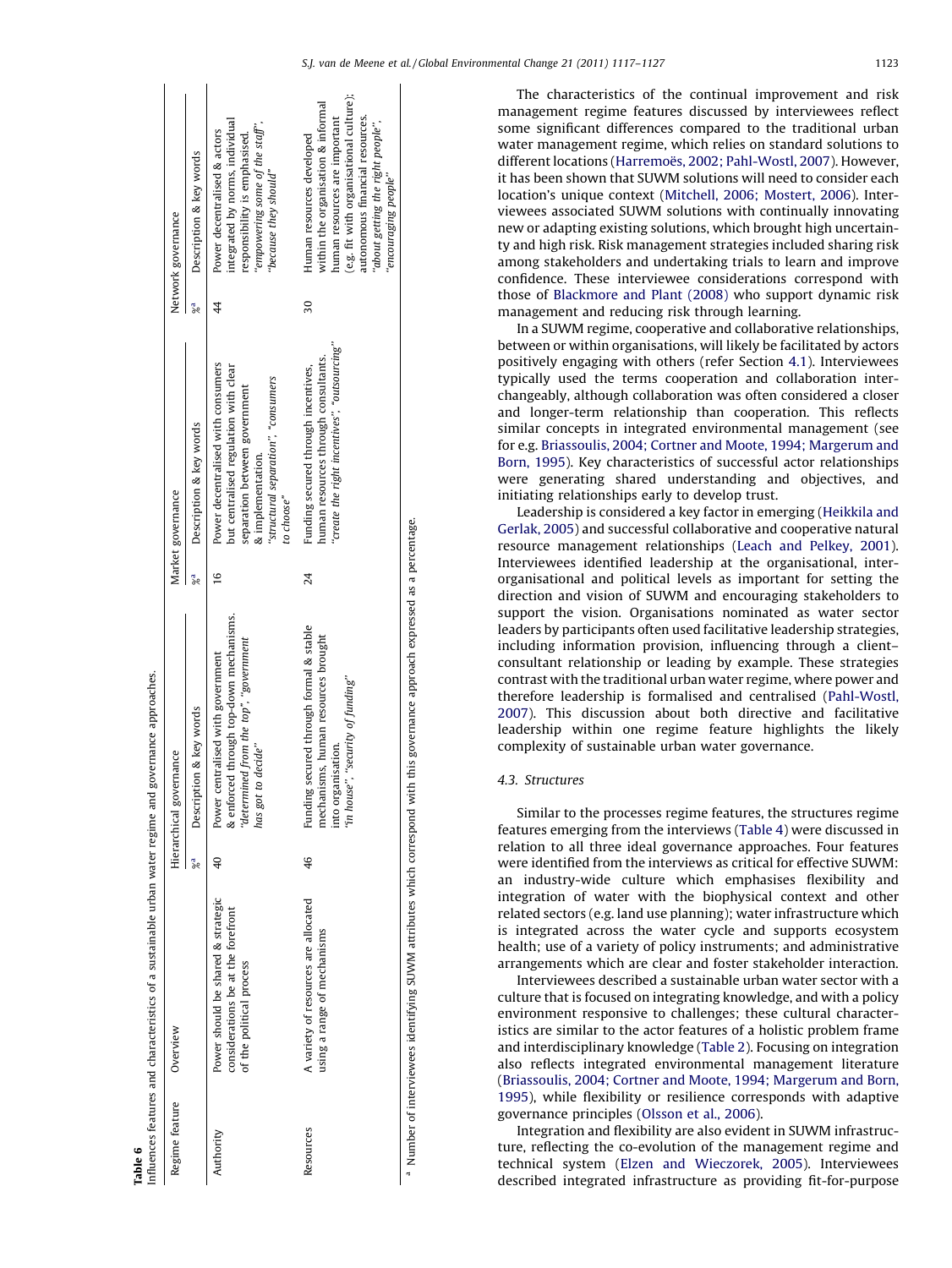**Table 6**
Influences features and characteristics of a sustainable urban water regime and governance approaches.

| Regime feature | Overview | Hierarchical governance | | Market governance | | Network governance | |
|---|---|---|---|---|---|---|---|
| | | %[a] | Description & key words | %[a] | Description & key words | %[a] | Description & key words |
| Authority | Power should be shared & strategic considerations be at the forefront of the political process | 40 | Power centralised with government & enforced through top-down mechanisms. *"determined from the top", "government has got to decide"* | 16 | Power decentralised with consumers but centralised regulation with clear separation between government & implementation. *"structural separation", "consumers to choose"* | 44 | Power decentralised & actors integrated by norms, individual responsibility is emphasised. *"empowering some of the staff", "because they should"* |
| Resources | A variety of resources are allocated using a range of mechanisms | 46 | Funding secured through formal & stable mechanisms, human resources brought into organisation. *"in house", "security of funding"* | 24 | Funding secured through incentives, human resources through consultants. *"create the right incentives", "outsourcing"* | 30 | Human resources developed within the organisation & informal human resources are important (e.g. fit with organisational culture); autonomous financial resources. *"about getting the right people", "encouraging people"* |

[a] Number of interviewees identifying SUWM attributes which correspond with this governance approach expressed as a percentage.

The characteristics of the continual improvement and risk management regime features discussed by interviewees reflect some significant differences compared to the traditional urban water management regime, which relies on standard solutions to different locations (Harremoës, 2002; Pahl-Wostl, 2007). However, it has been shown that SUWM solutions will need to consider each location's unique context (Mitchell, 2006; Mostert, 2006). Interviewees associated SUWM solutions with continually innovating new or adapting existing solutions, which brought high uncertainty and high risk. Risk management strategies included sharing risk among stakeholders and undertaking trials to learn and improve confidence. These interviewee considerations correspond with those of Blackmore and Plant (2008) who support dynamic risk management and reducing risk through learning.

In a SUWM regime, cooperative and collaborative relationships, between or within organisations, will likely be facilitated by actors positively engaging with others (refer Section 4.1). Interviewees typically used the terms cooperation and collaboration interchangeably, although collaboration was often considered a closer and longer-term relationship than cooperation. This reflects similar concepts in integrated environmental management (see for e.g. Briassoulis, 2004; Cortner and Moote, 1994; Margerum and Born, 1995). Key characteristics of successful actor relationships were generating shared understanding and objectives, and initiating relationships early to develop trust.

Leadership is considered a key factor in emerging (Heikkila and Gerlak, 2005) and successful collaborative and cooperative natural resource management relationships (Leach and Pelkey, 2001). Interviewees identified leadership at the organisational, inter-organisational and political levels as important for setting the direction and vision of SUWM and encouraging stakeholders to support the vision. Organisations nominated as water sector leaders by participants often used facilitative leadership strategies, including information provision, influencing through a client–consultant relationship or leading by example. These strategies contrast with the traditional urban water regime, where power and therefore leadership is formalised and centralised (Pahl-Wostl, 2007). This discussion about both directive and facilitative leadership within one regime feature highlights the likely complexity of sustainable urban water governance.

### 4.3. Structures

Similar to the processes regime features, the structures regime features emerging from the interviews (Table 4) were discussed in relation to all three ideal governance approaches. Four features were identified from the interviews as critical for effective SUWM: an industry-wide culture which emphasises flexibility and integration of water with the biophysical context and other related sectors (e.g. land use planning); water infrastructure which is integrated across the water cycle and supports ecosystem health; use of a variety of policy instruments; and administrative arrangements which are clear and foster stakeholder interaction.

Interviewees described a sustainable urban water sector with a culture that is focused on integrating knowledge, and with a policy environment responsive to challenges; these cultural characteristics are similar to the actor features of a holistic problem frame and interdisciplinary knowledge (Table 2). Focusing on integration also reflects integrated environmental management literature (Briassoulis, 2004; Cortner and Moote, 1994; Margerum and Born, 1995), while flexibility or resilience corresponds with adaptive governance principles (Olsson et al., 2006).

Integration and flexibility are also evident in SUWM infrastructure, reflecting the co-evolution of the management regime and technical system (Elzen and Wieczorek, 2005). Interviewees described integrated infrastructure as providing fit-for-purpose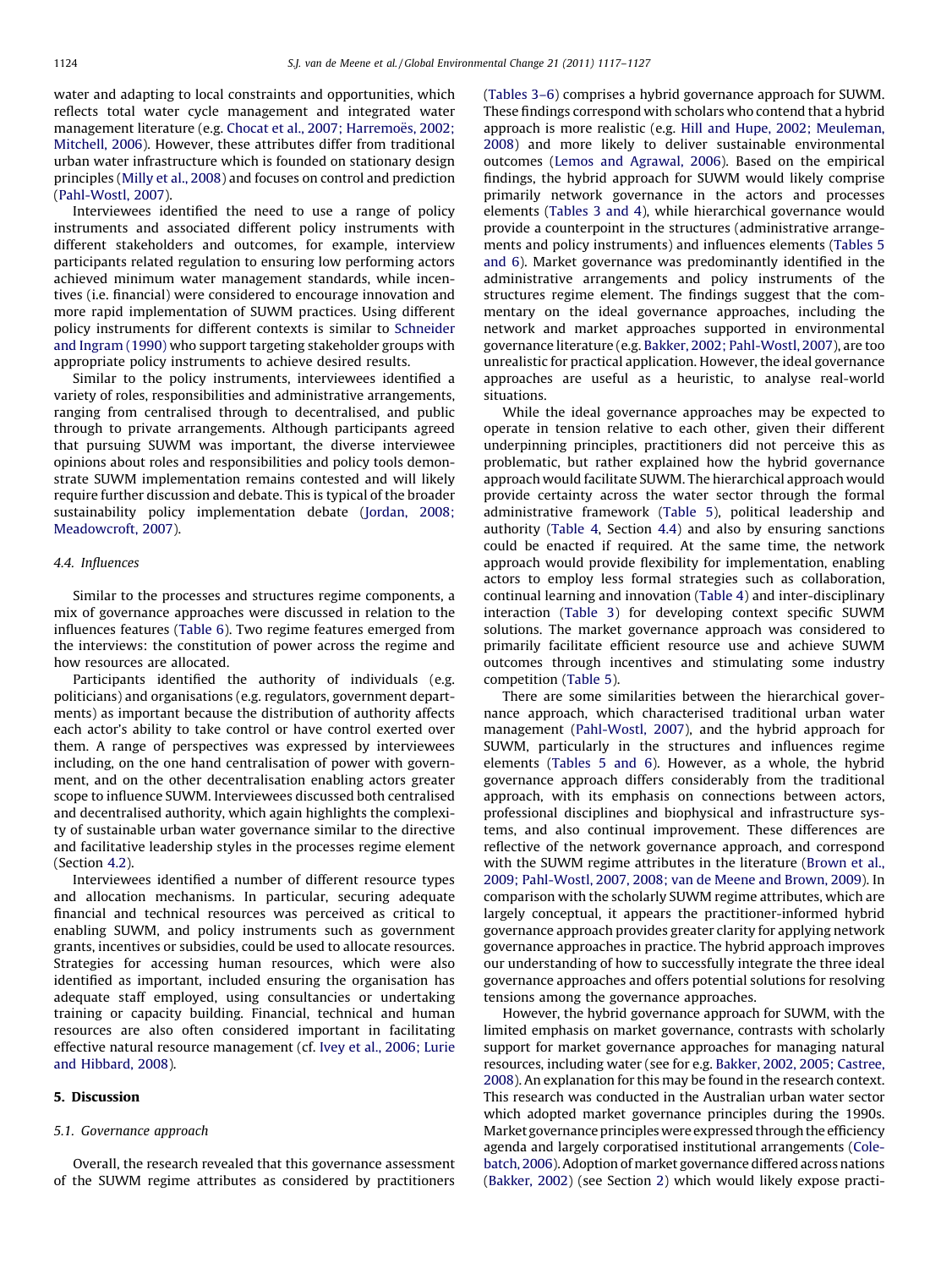water and adapting to local constraints and opportunities, which reflects total water cycle management and integrated water management literature (e.g. Chocat et al., 2007; Harremoës, 2002; Mitchell, 2006). However, these attributes differ from traditional urban water infrastructure which is founded on stationary design principles (Milly et al., 2008) and focuses on control and prediction (Pahl-Wostl, 2007).

Interviewees identified the need to use a range of policy instruments and associated different policy instruments with different stakeholders and outcomes, for example, interview participants related regulation to ensuring low performing actors achieved minimum water management standards, while incentives (i.e. financial) were considered to encourage innovation and more rapid implementation of SUWM practices. Using different policy instruments for different contexts is similar to Schneider and Ingram (1990) who support targeting stakeholder groups with appropriate policy instruments to achieve desired results.

Similar to the policy instruments, interviewees identified a variety of roles, responsibilities and administrative arrangements, ranging from centralised through to decentralised, and public through to private arrangements. Although participants agreed that pursuing SUWM was important, the diverse interviewee opinions about roles and responsibilities and policy tools demonstrate SUWM implementation remains contested and will likely require further discussion and debate. This is typical of the broader sustainability policy implementation debate (Jordan, 2008; Meadowcroft, 2007).

### 4.4. Influences

Similar to the processes and structures regime components, a mix of governance approaches were discussed in relation to the influences features (Table 6). Two regime features emerged from the interviews: the constitution of power across the regime and how resources are allocated.

Participants identified the authority of individuals (e.g. politicians) and organisations (e.g. regulators, government departments) as important because the distribution of authority affects each actor's ability to take control or have control exerted over them. A range of perspectives was expressed by interviewees including, on the one hand centralisation of power with government, and on the other decentralisation enabling actors greater scope to influence SUWM. Interviewees discussed both centralised and decentralised authority, which again highlights the complexity of sustainable urban water governance similar to the directive and facilitative leadership styles in the processes regime element (Section 4.2).

Interviewees identified a number of different resource types and allocation mechanisms. In particular, securing adequate financial and technical resources was perceived as critical to enabling SUWM, and policy instruments such as government grants, incentives or subsidies, could be used to allocate resources. Strategies for accessing human resources, which were also identified as important, included ensuring the organisation has adequate staff employed, using consultancies or undertaking training or capacity building. Financial, technical and human resources are also often considered important in facilitating effective natural resource management (cf. Ivey et al., 2006; Lurie and Hibbard, 2008).

## 5. Discussion

### 5.1. Governance approach

Overall, the research revealed that this governance assessment of the SUWM regime attributes as considered by practitioners (Tables 3–6) comprises a hybrid governance approach for SUWM. These findings correspond with scholars who contend that a hybrid approach is more realistic (e.g. Hill and Hupe, 2002; Meuleman, 2008) and more likely to deliver sustainable environmental outcomes (Lemos and Agrawal, 2006). Based on the empirical findings, the hybrid approach for SUWM would likely comprise primarily network governance in the actors and processes elements (Tables 3 and 4), while hierarchical governance would provide a counterpoint in the structures (administrative arrangements and policy instruments) and influences elements (Tables 5 and 6). Market governance was predominantly identified in the administrative arrangements and policy instruments of the structures regime element. The findings suggest that the commentary on the ideal governance approaches, including the network and market approaches supported in environmental governance literature (e.g. Bakker, 2002; Pahl-Wostl, 2007), are too unrealistic for practical application. However, the ideal governance approaches are useful as a heuristic, to analyse real-world situations.

While the ideal governance approaches may be expected to operate in tension relative to each other, given their different underpinning principles, practitioners did not perceive this as problematic, but rather explained how the hybrid governance approach would facilitate SUWM. The hierarchical approach would provide certainty across the water sector through the formal administrative framework (Table 5), political leadership and authority (Table 4, Section 4.4) and also by ensuring sanctions could be enacted if required. At the same time, the network approach would provide flexibility for implementation, enabling actors to employ less formal strategies such as collaboration, continual learning and innovation (Table 4) and inter-disciplinary interaction (Table 3) for developing context specific SUWM solutions. The market governance approach was considered to primarily facilitate efficient resource use and achieve SUWM outcomes through incentives and stimulating some industry competition (Table 5).

There are some similarities between the hierarchical governance approach, which characterised traditional urban water management (Pahl-Wostl, 2007), and the hybrid approach for SUWM, particularly in the structures and influences regime elements (Tables 5 and 6). However, as a whole, the hybrid governance approach differs considerably from the traditional approach, with its emphasis on connections between actors, professional disciplines and biophysical and infrastructure systems, and also continual improvement. These differences are reflective of the network governance approach, and correspond with the SUWM regime attributes in the literature (Brown et al., 2009; Pahl-Wostl, 2007, 2008; van de Meene and Brown, 2009). In comparison with the scholarly SUWM regime attributes, which are largely conceptual, it appears the practitioner-informed hybrid governance approach provides greater clarity for applying network governance approaches in practice. The hybrid approach improves our understanding of how to successfully integrate the three ideal governance approaches and offers potential solutions for resolving tensions among the governance approaches.

However, the hybrid governance approach for SUWM, with the limited emphasis on market governance, contrasts with scholarly support for market governance approaches for managing natural resources, including water (see for e.g. Bakker, 2002, 2005; Castree, 2008). An explanation for this may be found in the research context. This research was conducted in the Australian urban water sector which adopted market governance principles during the 1990s. Market governance principles were expressed through the efficiency agenda and largely corporatised institutional arrangements (Colebatch, 2006). Adoption of market governance differed across nations (Bakker, 2002) (see Section 2) which would likely expose practi-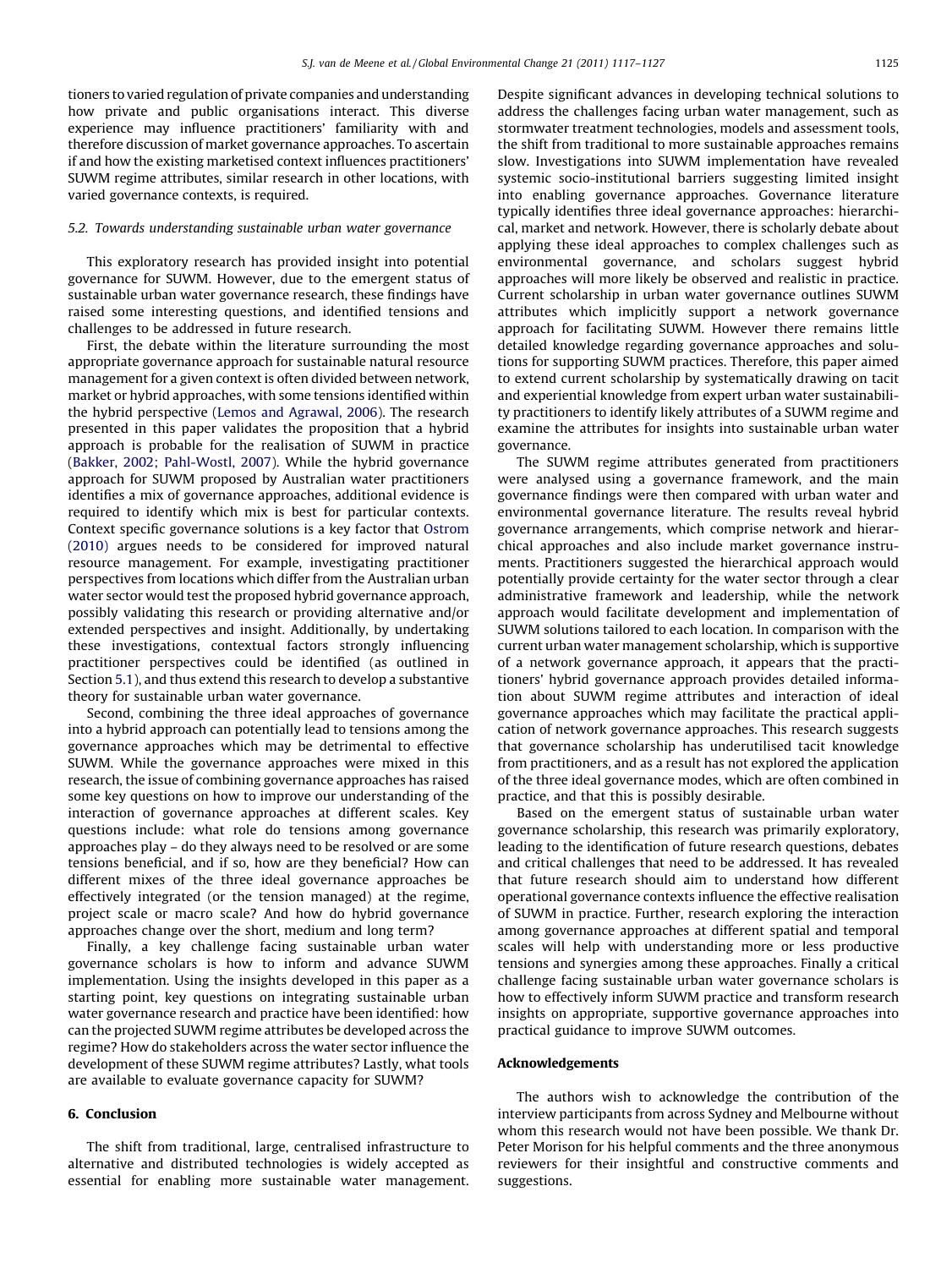tioners to varied regulation of private companies and understanding how private and public organisations interact. This diverse experience may influence practitioners' familiarity with and therefore discussion of market governance approaches. To ascertain if and how the existing marketised context influences practitioners' SUWM regime attributes, similar research in other locations, with varied governance contexts, is required.

### 5.2. Towards understanding sustainable urban water governance

This exploratory research has provided insight into potential governance for SUWM. However, due to the emergent status of sustainable urban water governance research, these findings have raised some interesting questions, and identified tensions and challenges to be addressed in future research.

First, the debate within the literature surrounding the most appropriate governance approach for sustainable natural resource management for a given context is often divided between network, market or hybrid approaches, with some tensions identified within the hybrid perspective (Lemos and Agrawal, 2006). The research presented in this paper validates the proposition that a hybrid approach is probable for the realisation of SUWM in practice (Bakker, 2002; Pahl-Wostl, 2007). While the hybrid governance approach for SUWM proposed by Australian water practitioners identifies a mix of governance approaches, additional evidence is required to identify which mix is best for particular contexts. Context specific governance solutions is a key factor that Ostrom (2010) argues needs to be considered for improved natural resource management. For example, investigating practitioner perspectives from locations which differ from the Australian urban water sector would test the proposed hybrid governance approach, possibly validating this research or providing alternative and/or extended perspectives and insight. Additionally, by undertaking these investigations, contextual factors strongly influencing practitioner perspectives could be identified (as outlined in Section 5.1), and thus extend this research to develop a substantive theory for sustainable urban water governance.

Second, combining the three ideal approaches of governance into a hybrid approach can potentially lead to tensions among the governance approaches which may be detrimental to effective SUWM. While the governance approaches were mixed in this research, the issue of combining governance approaches has raised some key questions on how to improve our understanding of the interaction of governance approaches at different scales. Key questions include: what role do tensions among governance approaches play – do they always need to be resolved or are some tensions beneficial, and if so, how are they beneficial? How can different mixes of the three ideal governance approaches be effectively integrated (or the tension managed) at the regime, project scale or macro scale? And how do hybrid governance approaches change over the short, medium and long term?

Finally, a key challenge facing sustainable urban water governance scholars is how to inform and advance SUWM implementation. Using the insights developed in this paper as a starting point, key questions on integrating sustainable urban water governance research and practice have been identified: how can the projected SUWM regime attributes be developed across the regime? How do stakeholders across the water sector influence the development of these SUWM regime attributes? Lastly, what tools are available to evaluate governance capacity for SUWM?

## 6. Conclusion

The shift from traditional, large, centralised infrastructure to alternative and distributed technologies is widely accepted as essential for enabling more sustainable water management. Despite significant advances in developing technical solutions to address the challenges facing urban water management, such as stormwater treatment technologies, models and assessment tools, the shift from traditional to more sustainable approaches remains slow. Investigations into SUWM implementation have revealed systemic socio-institutional barriers suggesting limited insight into enabling governance approaches. Governance literature typically identifies three ideal governance approaches: hierarchical, market and network. However, there is scholarly debate about applying these ideal approaches to complex challenges such as environmental governance, and scholars suggest hybrid approaches will more likely be observed and realistic in practice. Current scholarship in urban water governance outlines SUWM attributes which implicitly support a network governance approach for facilitating SUWM. However there remains little detailed knowledge regarding governance approaches and solutions for supporting SUWM practices. Therefore, this paper aimed to extend current scholarship by systematically drawing on tacit and experiential knowledge from expert urban water sustainability practitioners to identify likely attributes of a SUWM regime and examine the attributes for insights into sustainable urban water governance.

The SUWM regime attributes generated from practitioners were analysed using a governance framework, and the main governance findings were then compared with urban water and environmental governance literature. The results reveal hybrid governance arrangements, which comprise network and hierarchical approaches and also include market governance instruments. Practitioners suggested the hierarchical approach would potentially provide certainty for the water sector through a clear administrative framework and leadership, while the network approach would facilitate development and implementation of SUWM solutions tailored to each location. In comparison with the current urban water management scholarship, which is supportive of a network governance approach, it appears that the practitioners' hybrid governance approach provides detailed information about SUWM regime attributes and interaction of ideal governance approaches which may facilitate the practical application of network governance approaches. This research suggests that governance scholarship has underutilised tacit knowledge from practitioners, and as a result has not explored the application of the three ideal governance modes, which are often combined in practice, and that this is possibly desirable.

Based on the emergent status of sustainable urban water governance scholarship, this research was primarily exploratory, leading to the identification of future research questions, debates and critical challenges that need to be addressed. It has revealed that future research should aim to understand how different operational governance contexts influence the effective realisation of SUWM in practice. Further, research exploring the interaction among governance approaches at different spatial and temporal scales will help with understanding more or less productive tensions and synergies among these approaches. Finally a critical challenge facing sustainable urban water governance scholars is how to effectively inform SUWM practice and transform research insights on appropriate, supportive governance approaches into practical guidance to improve SUWM outcomes.

## Acknowledgements

The authors wish to acknowledge the contribution of the interview participants from across Sydney and Melbourne without whom this research would not have been possible. We thank Dr. Peter Morison for his helpful comments and the three anonymous reviewers for their insightful and constructive comments and suggestions.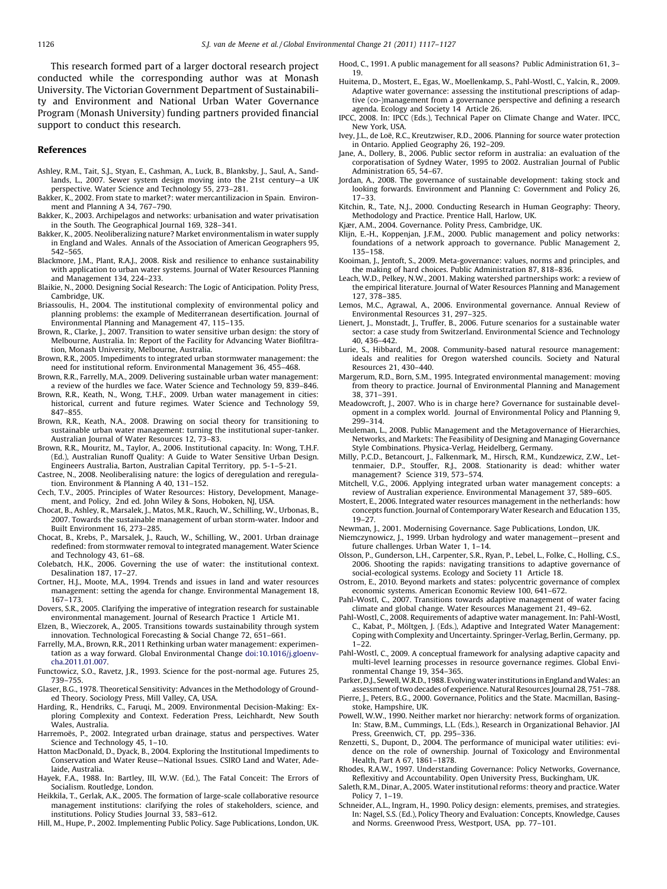This research formed part of a larger doctoral research project conducted while the corresponding author was at Monash University. The Victorian Government Department of Sustainability and Environment and National Urban Water Governance Program (Monash University) funding partners provided financial support to conduct this research.

## References

Ashley, R.M., Tait, S.J., Styan, E., Cashman, A., Luck, B., Blanksby, J., Saul, A., Sandlands, L., 2007. Sewer system design moving into the 21st century—a UK perspective. Water Science and Technology 55, 273–281.

Bakker, K., 2002. From state to market?: water mercantilizacion in Spain. Environment and Planning A 34, 767–790.

Bakker, K., 2003. Archipelagos and networks: urbanisation and water privatisation in the South. The Geographical Journal 169, 328–341.

Bakker, K., 2005. Neoliberalizing nature? Market environmentalism in water supply in England and Wales. Annals of the Association of American Geographers 95, 542–565.

Blackmore, J.M., Plant, R.A.J., 2008. Risk and resilience to enhance sustainability with application to urban water systems. Journal of Water Resources Planning and Management 134, 224–233.

Blaikie, N., 2000. Designing Social Research: The Logic of Anticipation. Polity Press, Cambridge, UK.

Briassoulis, H., 2004. The institutional complexity of environmental policy and planning problems: the example of Mediterranean desertification. Journal of Environmental Planning and Management 47, 115–135.

Brown, R., Clarke, J., 2007. Transition to water sensitive urban design: the story of Melbourne, Australia. In: Report of the Facility for Advancing Water Biofiltration, Monash University, Melbourne, Australia.

Brown, R.R., 2005. Impediments to integrated urban stormwater management: the need for institutional reform. Environmental Management 36, 455–468.

Brown, R.R., Farrelly, M.A., 2009. Delivering sustainable urban water management: a review of the hurdles we face. Water Science and Technology 59, 839–846.

Brown, R.R., Keath, N., Wong, T.H.F., 2009. Urban water management in cities: historical, current and future regimes. Water Science and Technology 59, 847–855.

Brown, R.R., Keath, N.A., 2008. Drawing on social theory for transitioning to sustainable urban water management: turning the institutional super-tanker. Australian Journal of Water Resources 12, 73–83.

Brown, R.R., Mouritz, M., Taylor, A., 2006. Institutional capacity. In: Wong, T.H.F. (Ed.), Australian Runoff Quality: A Guide to Water Sensitive Urban Design. Engineers Australia, Barton, Australian Capital Territory, pp. 5-1–5-21.

Castree, N., 2008. Neoliberalising nature: the logics of deregulation and reregulation. Environment & Planning A 40, 131–152.

Cech, T.V., 2005. Principles of Water Resources: History, Development, Management, and Policy, 2nd ed. John Wiley & Sons, Hoboken, NJ, USA.

Chocat, B., Ashley, R., Marsalek, J., Matos, M.R., Rauch, W., Schilling, W., Urbonas, B., 2007. Towards the sustainable management of urban storm-water. Indoor and Built Environment 16, 273–285.

Chocat, B., Krebs, P., Marsalek, J., Rauch, W., Schilling, W., 2001. Urban drainage redefined: from stormwater removal to integrated management. Water Science and Technology 43, 61–68.

Colebatch, H.K., 2006. Governing the use of water: the institutional context. Desalination 187, 17–27.

Cortner, H.J., Moote, M.A., 1994. Trends and issues in land and water resources management: setting the agenda for change. Environmental Management 18, 167–173.

Dovers, S.R., 2005. Clarifying the imperative of integration research for sustainable environmental management. Journal of Research Practice 1 Article M1.

Elzen, B., Wieczorek, A., 2005. Transitions towards sustainability through system innovation. Technological Forecasting & Social Change 72, 651–661.

Farrelly, M.A., Brown, R.R., 2011 Rethinking urban water management: experimentation as a way forward. Global Environmental Change doi:10.1016/j.gloenvcha.2011.01.007.

Functowicz, S.O., Ravetz, J.R., 1993. Science for the post-normal age. Futures 25, 739–755.

Glaser, B.G., 1978. Theoretical Sensitivity: Advances in the Methodology of Grounded Theory. Sociology Press, Mill Valley, CA, USA.

Harding, R., Hendriks, C., Faruqi, M., 2009. Environmental Decision-Making: Exploring Complexity and Context. Federation Press, Leichhardt, New South Wales, Australia.

Harremoës, P., 2002. Integrated urban drainage, status and perspectives. Water Science and Technology 45, 1–10.

Hatton MacDonald, D., Dyack, B., 2004. Exploring the Institutional Impediments to Conservation and Water Reuse—National Issues. CSIRO Land and Water, Adelaide, Australia.

Hayek, F.A., 1988. In: Bartley, III, W.W. (Ed.), The Fatal Conceit: The Errors of Socialism. Routledge, London.

Heikkila, T., Gerlak, A.K., 2005. The formation of large-scale collaborative resource management institutions: clarifying the roles of stakeholders, science, and institutions. Policy Studies Journal 33, 583–612.

Hill, M., Hupe, P., 2002. Implementing Public Policy. Sage Publications, London, UK.

Hood, C., 1991. A public management for all seasons? Public Administration 61, 3–19.

Huitema, D., Mostert, E., Egas, W., Moellenkamp, S., Pahl-Wostl, C., Yalcin, R., 2009. Adaptive water governance: assessing the institutional prescriptions of adaptive (co-)management from a governance perspective and defining a research agenda. Ecology and Society 14 Article 26.

IPCC, 2008. In: IPCC (Eds.), Technical Paper on Climate Change and Water. IPCC, New York, USA.

Ivey, J.L., de Loë, R.C., Kreutzwiser, R.D., 2006. Planning for source water protection in Ontario. Applied Geography 26, 192–209.

Jane, A., Dollery, B., 2006. Public sector reform in australia: an evaluation of the corporatisation of Sydney Water, 1995 to 2002. Australian Journal of Public Administration 65, 54–67.

Jordan, A., 2008. The governance of sustainable development: taking stock and looking forwards. Environment and Planning C: Government and Policy 26, 17–33.

Kitchin, R., Tate, N.J., 2000. Conducting Research in Human Geography: Theory, Methodology and Practice. Prentice Hall, Harlow, UK.

Kjær, A.M., 2004. Governance. Polity Press, Cambridge, UK.

Klijn, E.-H., Koppenjan, J.F.M., 2000. Public management and policy networks: foundations of a network approach to governance. Public Management 2, 135–158.

Kooiman, J., Jentoft, S., 2009. Meta-governance: values, norms and principles, and the making of hard choices. Public Administration 87, 818–836.

Leach, W.D., Pelkey, N.W., 2001. Making watershed partnerships work: a review of the empirical literature. Journal of Water Resources Planning and Management 127, 378–385.

Lemos, M.C., Agrawal, A., 2006. Environmental governance. Annual Review of Environmental Resources 31, 297–325.

Lienert, J., Monstadt, J., Truffer, B., 2006. Future scenarios for a sustainable water sector: a case study from Switzerland. Environmental Science and Technology 40, 436–442.

Lurie, S., Hibbard, M., 2008. Community-based natural resource management: ideals and realities for Oregon watershed councils. Society and Natural Resources 21, 430–440.

Margerum, R.D., Born, S.M., 1995. Integrated environmental management: moving from theory to practice. Journal of Environmental Planning and Management 38, 371–391.

Meadowcroft, J., 2007. Who is in charge here? Governance for sustainable development in a complex world. Journal of Environmental Policy and Planning 9, 299–314.

Meuleman, L., 2008. Public Management and the Metagovernance of Hierarchies, Networks, and Markets: The Feasibility of Designing and Managing Governance Style Combinations. Physica-Verlag, Heidelberg, Germany.

Milly, P.C.D., Betancourt, J., Falkenmark, M., Hirsch, R.M., Kundzewicz, Z.W., Lettenmaier, D.P., Stouffer, R.J., 2008. Stationarity is dead: whither water management? Science 319, 573–574.

Mitchell, V.G., 2006. Applying integrated urban water management concepts: a review of Australian experience. Environmental Management 37, 589–605.

Mostert, E., 2006. Integrated water resources management in the netherlands: how concepts function. Journal of Contemporary Water Research and Education 135, 19–27.

Newman, J., 2001. Modernising Governance. Sage Publications, London, UK.

Niemczynowicz, J., 1999. Urban hydrology and water management—present and future challenges. Urban Water 1, 1–14.

Olsson, P., Gunderson, L.H., Carpenter, S.R., Ryan, P., Lebel, L., Folke, C., Holling, C.S., 2006. Shooting the rapids: navigating transitions to adaptive governance of social-ecological systems. Ecology and Society 11 Article 18.

Ostrom, E., 2010. Beyond markets and states: polycentric governance of complex economic systems. American Economic Review 100, 641–672.

Pahl-Wostl, C., 2007. Transitions towards adaptive management of water facing climate and global change. Water Resources Management 21, 49–62.

Pahl-Wostl, C., 2008. Requirements of adaptive water management. In: Pahl-Wostl, C., Kabat, P., Möltgen, J. (Eds.), Adaptive and Integrated Water Management: Coping with Complexity and Uncertainty. Springer-Verlag, Berlin, Germany, pp. 1–22.

Pahl-Wostl, C., 2009. A conceptual framework for analysing adaptive capacity and multi-level learning processes in resource governance regimes. Global Environmental Change 19, 354–365.

Parker, D.J., Sewell, W.R.D., 1988. Evolving water institutions in England and Wales: an assessment of two decades of experience. Natural Resources Journal 28, 751–788.

Pierre, J., Peters, B.G., 2000. Governance, Politics and the State. Macmillan, Basingstoke, Hampshire, UK.

Powell, W.W., 1990. Neither market nor hierarchy: network forms of organization. In: Staw, B.M., Cummings, L.L. (Eds.), Research in Organizational Behavior. JAI Press, Greenwich, CT, pp. 295–336.

Renzetti, S., Dupont, D., 2004. The performance of municipal water utilities: evidence on the role of ownership. Journal of Toxicology and Environmental Health, Part A 67, 1861–1878.

Rhodes, R.A.W., 1997. Understanding Governance: Policy Networks, Governance, Reflexitivy and Accountability. Open University Press, Buckingham, UK.

Saleth, R.M., Dinar, A., 2005. Water institutional reforms: theory and practice. Water Policy 7, 1–19.

Schneider, A.L., Ingram, H., 1990. Policy design: elements, premises, and strategies. In: Nagel, S.S. (Ed.), Policy Theory and Evaluation: Concepts, Knowledge, Causes and Norms. Greenwood Press, Westport, USA, pp. 77–101.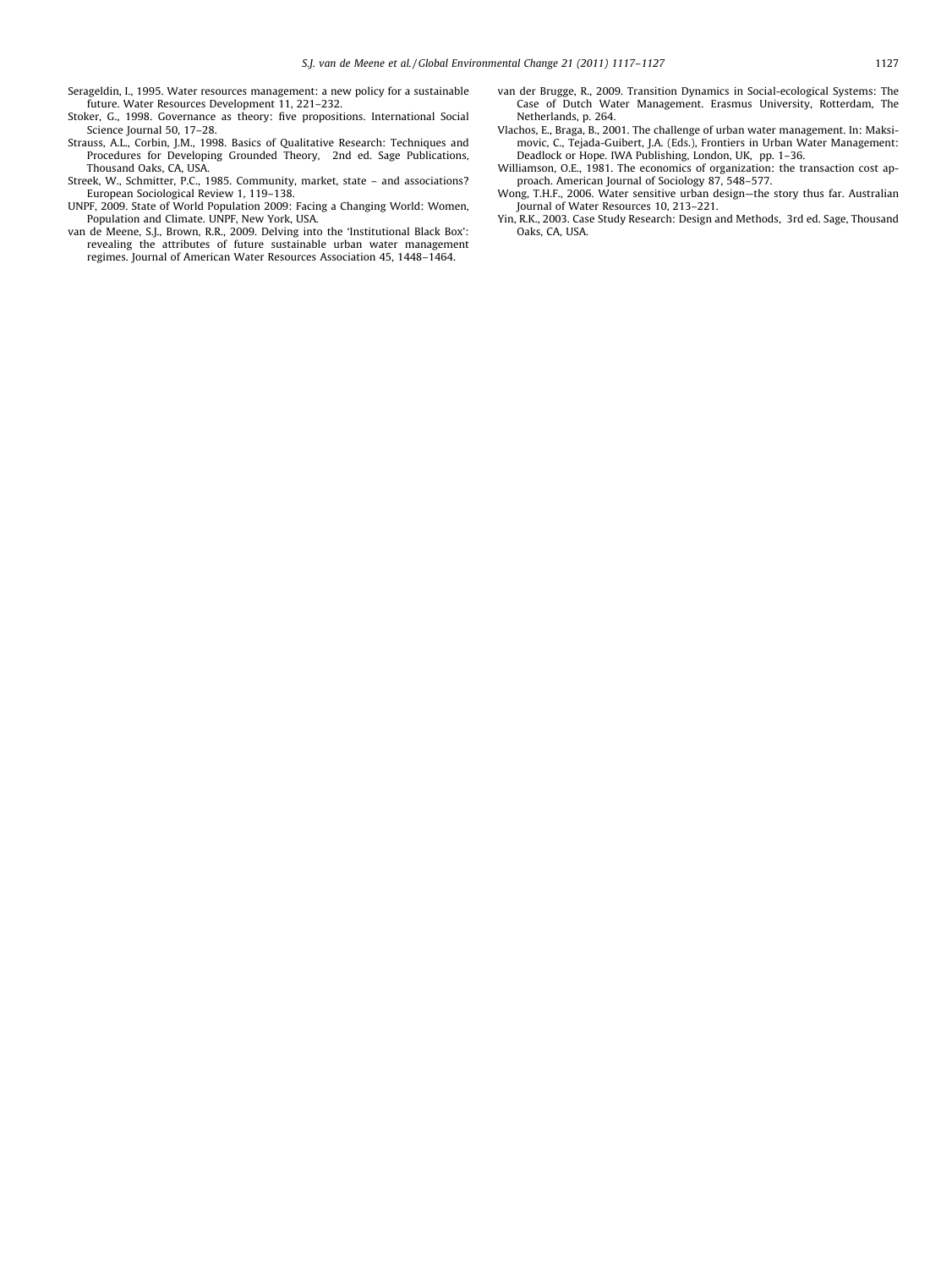Serageldin, I., 1995. Water resources management: a new policy for a sustainable future. Water Resources Development 11, 221–232.

Stoker, G., 1998. Governance as theory: five propositions. International Social Science Journal 50, 17–28.

Strauss, A.L., Corbin, J.M., 1998. Basics of Qualitative Research: Techniques and Procedures for Developing Grounded Theory, 2nd ed. Sage Publications, Thousand Oaks, CA, USA.

Streek, W., Schmitter, P.C., 1985. Community, market, state – and associations? European Sociological Review 1, 119–138.

UNPF, 2009. State of World Population 2009: Facing a Changing World: Women, Population and Climate. UNPF, New York, USA.

van de Meene, S.J., Brown, R.R., 2009. Delving into the 'Institutional Black Box': revealing the attributes of future sustainable urban water management regimes. Journal of American Water Resources Association 45, 1448–1464.

van der Brugge, R., 2009. Transition Dynamics in Social-ecological Systems: The Case of Dutch Water Management. Erasmus University, Rotterdam, The Netherlands, p. 264.

Vlachos, E., Braga, B., 2001. The challenge of urban water management. In: Maksimovic, C., Tejada-Guibert, J.A. (Eds.), Frontiers in Urban Water Management: Deadlock or Hope. IWA Publishing, London, UK, pp. 1–36.

Williamson, O.E., 1981. The economics of organization: the transaction cost approach. American Journal of Sociology 87, 548–577.

Wong, T.H.F., 2006. Water sensitive urban design—the story thus far. Australian Journal of Water Resources 10, 213–221.

Yin, R.K., 2003. Case Study Research: Design and Methods, 3rd ed. Sage, Thousand Oaks, CA, USA.